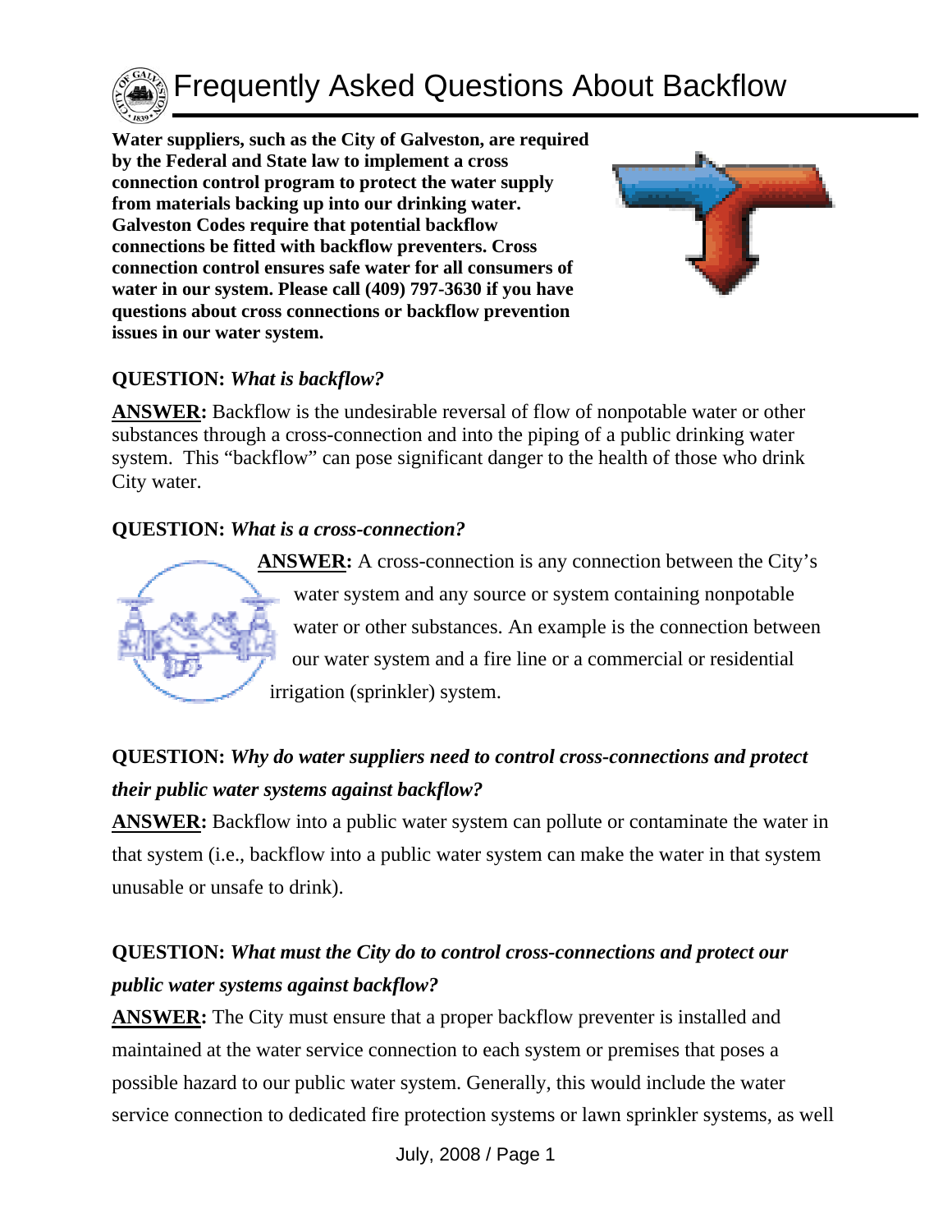# Frequently Asked Questions About Backflow

**Water suppliers, such as the City of Galveston, are required by the Federal and State law to implement a cross connection control program to protect the water supply from materials backing up into our drinking water. Galveston Codes require that potential backflow connections be fitted with backflow preventers. Cross connection control ensures safe water for all consumers of water in our system. Please call (409) 797-3630 if you have questions about cross connections or backflow prevention issues in our water system.**

**QUESTION:** ***What is backflow?***

**ANSWER:** Backflow is the undesirable reversal of flow of nonpotable water or other substances through a cross-connection and into the piping of a public drinking water system. This "backflow" can pose significant danger to the health of those who drink City water.

**QUESTION:** ***What is a cross-connection?***

**ANSWER:** A cross-connection is any connection between the City's water system and any source or system containing nonpotable water or other substances. An example is the connection between our water system and a fire line or a commercial or residential irrigation (sprinkler) system.

**QUESTION:** ***Why do water suppliers need to control cross-connections and protect their public water systems against backflow?***

**ANSWER:** Backflow into a public water system can pollute or contaminate the water in that system (i.e., backflow into a public water system can make the water in that system unusable or unsafe to drink).

**QUESTION:** ***What must the City do to control cross-connections and protect our public water systems against backflow?***

**ANSWER:** The City must ensure that a proper backflow preventer is installed and maintained at the water service connection to each system or premises that poses a possible hazard to our public water system. Generally, this would include the water service connection to dedicated fire protection systems or lawn sprinkler systems, as well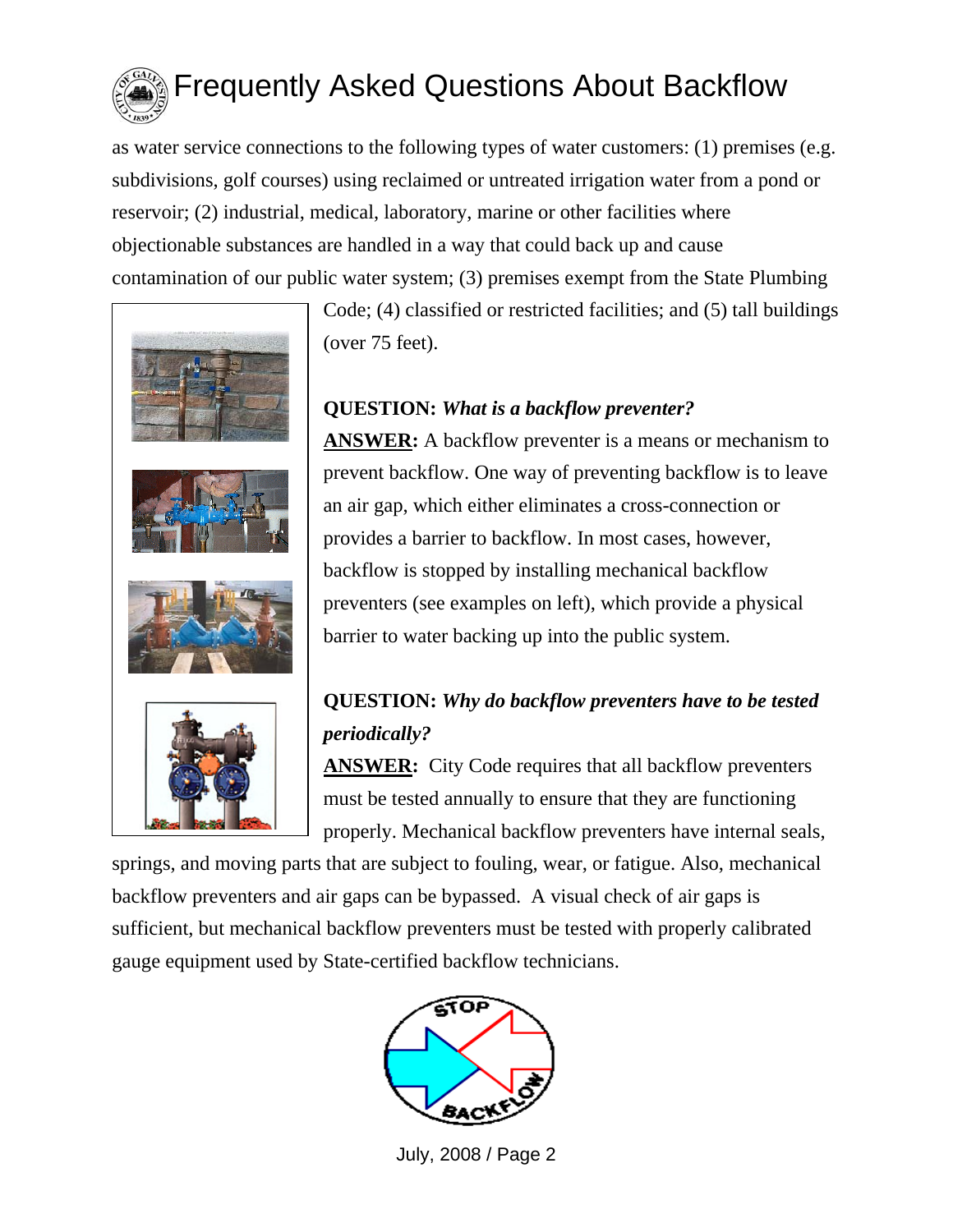as water service connections to the following types of water customers: (1) premises (e.g. subdivisions, golf courses) using reclaimed or untreated irrigation water from a pond or reservoir; (2) industrial, medical, laboratory, marine or other facilities where objectionable substances are handled in a way that could back up and cause contamination of our public water system; (3) premises exempt from the State Plumbing Code; (4) classified or restricted facilities; and (5) tall buildings (over 75 feet).

**QUESTION:** ***What is a backflow preventer?***

**ANSWER:** A backflow preventer is a means or mechanism to prevent backflow. One way of preventing backflow is to leave an air gap, which either eliminates a cross-connection or provides a barrier to backflow. In most cases, however, backflow is stopped by installing mechanical backflow preventers (see examples on left), which provide a physical barrier to water backing up into the public system.

**QUESTION:** ***Why do backflow preventers have to be tested periodically?***

**ANSWER:** City Code requires that all backflow preventers must be tested annually to ensure that they are functioning properly. Mechanical backflow preventers have internal seals, springs, and moving parts that are subject to fouling, wear, or fatigue. Also, mechanical backflow preventers and air gaps can be bypassed. A visual check of air gaps is sufficient, but mechanical backflow preventers must be tested with properly calibrated gauge equipment used by State-certified backflow technicians.

July, 2008